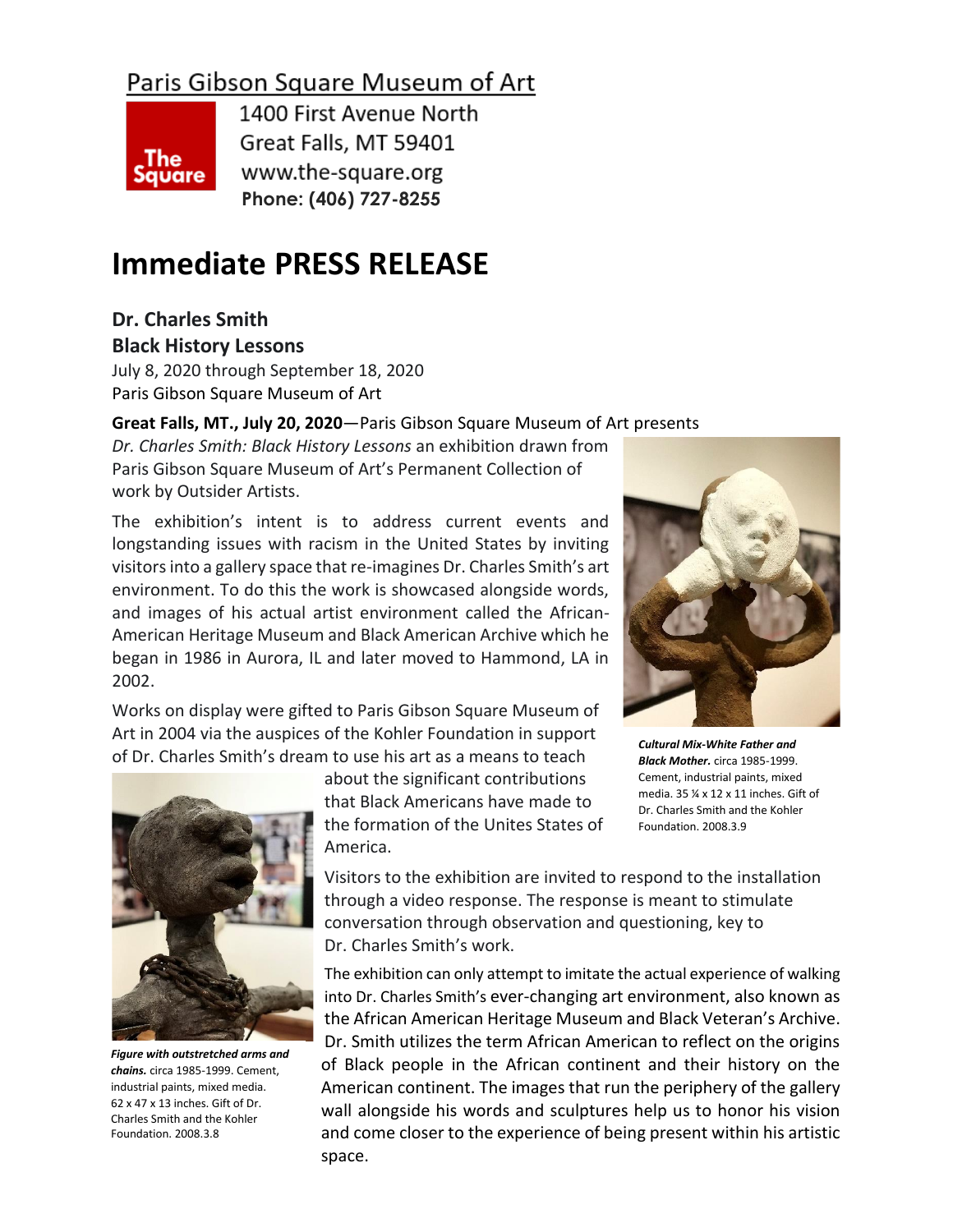# Paris Gibson Square Museum of Art

1400 First Avenue North
Great Falls, MT 59401
www.the-square.org
Phone: (406) 727-8255

# Immediate PRESS RELEASE

**Dr. Charles Smith**
**Black History Lessons**
July 8, 2020 through September 18, 2020
Paris Gibson Square Museum of Art

**Great Falls, MT., July 20, 2020**—Paris Gibson Square Museum of Art presents *Dr. Charles Smith: Black History Lessons* an exhibition drawn from Paris Gibson Square Museum of Art's Permanent Collection of work by Outsider Artists.

The exhibition's intent is to address current events and longstanding issues with racism in the United States by inviting visitors into a gallery space that re-imagines Dr. Charles Smith's art environment. To do this the work is showcased alongside words, and images of his actual artist environment called the African-American Heritage Museum and Black American Archive which he began in 1986 in Aurora, IL and later moved to Hammond, LA in 2002.

Works on display were gifted to Paris Gibson Square Museum of Art in 2004 via the auspices of the Kohler Foundation in support of Dr. Charles Smith's dream to use his art as a means to teach about the significant contributions that Black Americans have made to the formation of the Unites States of America.

***Cultural Mix-White Father and Black Mother.*** circa 1985-1999. Cement, industrial paints, mixed media. 35 ¼ x 12 x 11 inches. Gift of Dr. Charles Smith and the Kohler Foundation. 2008.3.9

Visitors to the exhibition are invited to respond to the installation through a video response. The response is meant to stimulate conversation through observation and questioning, key to Dr. Charles Smith's work.

The exhibition can only attempt to imitate the actual experience of walking into Dr. Charles Smith's ever-changing art environment, also known as the African American Heritage Museum and Black Veteran's Archive. Dr. Smith utilizes the term African American to reflect on the origins of Black people in the African continent and their history on the American continent. The images that run the periphery of the gallery wall alongside his words and sculptures help us to honor his vision and come closer to the experience of being present within his artistic space.

***Figure with outstretched arms and chains.*** circa 1985-1999. Cement, industrial paints, mixed media. 62 x 47 x 13 inches. Gift of Dr. Charles Smith and the Kohler Foundation. 2008.3.8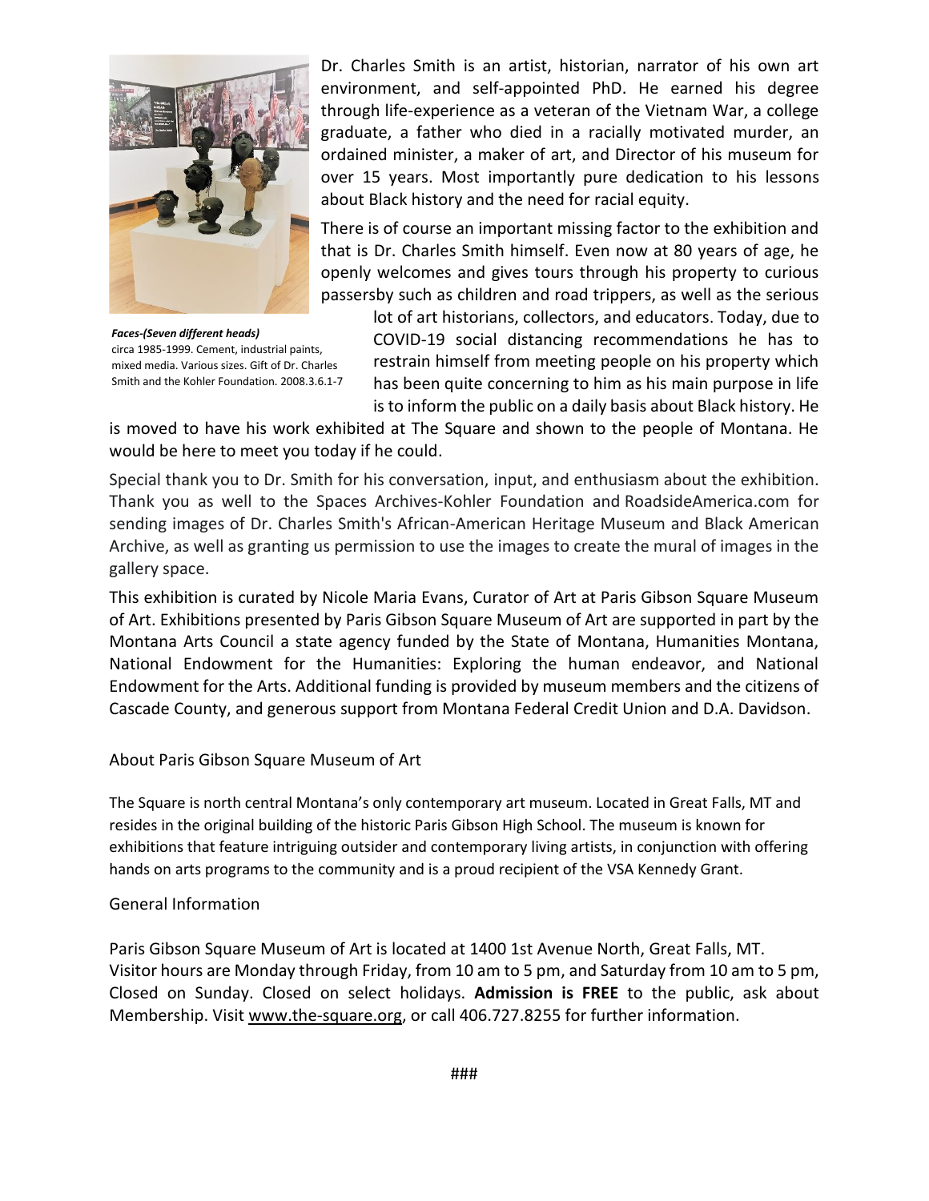*Faces-(Seven different heads)*
circa 1985-1999. Cement, industrial paints, mixed media. Various sizes. Gift of Dr. Charles Smith and the Kohler Foundation. 2008.3.6.1-7

Dr. Charles Smith is an artist, historian, narrator of his own art environment, and self-appointed PhD. He earned his degree through life-experience as a veteran of the Vietnam War, a college graduate, a father who died in a racially motivated murder, an ordained minister, a maker of art, and Director of his museum for over 15 years. Most importantly pure dedication to his lessons about Black history and the need for racial equity.

There is of course an important missing factor to the exhibition and that is Dr. Charles Smith himself. Even now at 80 years of age, he openly welcomes and gives tours through his property to curious passersby such as children and road trippers, as well as the serious lot of art historians, collectors, and educators. Today, due to COVID-19 social distancing recommendations he has to restrain himself from meeting people on his property which has been quite concerning to him as his main purpose in life is to inform the public on a daily basis about Black history. He is moved to have his work exhibited at The Square and shown to the people of Montana. He would be here to meet you today if he could.

Special thank you to Dr. Smith for his conversation, input, and enthusiasm about the exhibition. Thank you as well to the Spaces Archives-Kohler Foundation and RoadsideAmerica.com for sending images of Dr. Charles Smith's African-American Heritage Museum and Black American Archive, as well as granting us permission to use the images to create the mural of images in the gallery space.

This exhibition is curated by Nicole Maria Evans, Curator of Art at Paris Gibson Square Museum of Art. Exhibitions presented by Paris Gibson Square Museum of Art are supported in part by the Montana Arts Council a state agency funded by the State of Montana, Humanities Montana, National Endowment for the Humanities: Exploring the human endeavor, and National Endowment for the Arts. Additional funding is provided by museum members and the citizens of Cascade County, and generous support from Montana Federal Credit Union and D.A. Davidson.

## About Paris Gibson Square Museum of Art

The Square is north central Montana's only contemporary art museum. Located in Great Falls, MT and resides in the original building of the historic Paris Gibson High School. The museum is known for exhibitions that feature intriguing outsider and contemporary living artists, in conjunction with offering hands on arts programs to the community and is a proud recipient of the VSA Kennedy Grant.

## General Information

Paris Gibson Square Museum of Art is located at 1400 1st Avenue North, Great Falls, MT. Visitor hours are Monday through Friday, from 10 am to 5 pm, and Saturday from 10 am to 5 pm, Closed on Sunday. Closed on select holidays. **Admission is FREE** to the public, ask about Membership. Visit www.the-square.org, or call 406.727.8255 for further information.

###